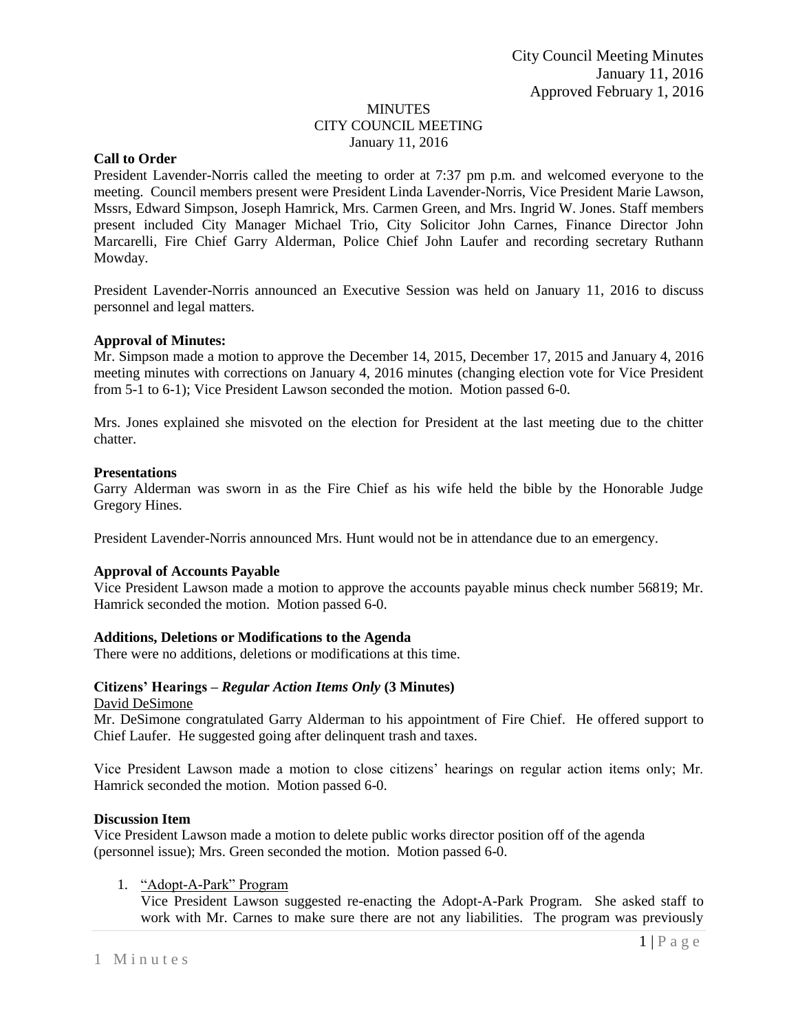City Council Meeting Minutes
January 11, 2016
Approved February 1, 2016

MINUTES
CITY COUNCIL MEETING
January 11, 2016

**Call to Order**

President Lavender-Norris called the meeting to order at 7:37 pm p.m. and welcomed everyone to the meeting. Council members present were President Linda Lavender-Norris, Vice President Marie Lawson, Mssrs, Edward Simpson, Joseph Hamrick, Mrs. Carmen Green, and Mrs. Ingrid W. Jones. Staff members present included City Manager Michael Trio, City Solicitor John Carnes, Finance Director John Marcarelli, Fire Chief Garry Alderman, Police Chief John Laufer and recording secretary Ruthann Mowday.

President Lavender-Norris announced an Executive Session was held on January 11, 2016 to discuss personnel and legal matters.

**Approval of Minutes:**

Mr. Simpson made a motion to approve the December 14, 2015, December 17, 2015 and January 4, 2016 meeting minutes with corrections on January 4, 2016 minutes (changing election vote for Vice President from 5-1 to 6-1); Vice President Lawson seconded the motion. Motion passed 6-0.

Mrs. Jones explained she misvoted on the election for President at the last meeting due to the chitter chatter.

**Presentations**

Garry Alderman was sworn in as the Fire Chief as his wife held the bible by the Honorable Judge Gregory Hines.

President Lavender-Norris announced Mrs. Hunt would not be in attendance due to an emergency.

**Approval of Accounts Payable**

Vice President Lawson made a motion to approve the accounts payable minus check number 56819; Mr. Hamrick seconded the motion. Motion passed 6-0.

**Additions, Deletions or Modifications to the Agenda**

There were no additions, deletions or modifications at this time.

**Citizens' Hearings – *Regular Action Items Only* (3 Minutes)**

David DeSimone

Mr. DeSimone congratulated Garry Alderman to his appointment of Fire Chief. He offered support to Chief Laufer. He suggested going after delinquent trash and taxes.

Vice President Lawson made a motion to close citizens' hearings on regular action items only; Mr. Hamrick seconded the motion. Motion passed 6-0.

**Discussion Item**

Vice President Lawson made a motion to delete public works director position off of the agenda (personnel issue); Mrs. Green seconded the motion. Motion passed 6-0.

1. "Adopt-A-Park" Program
   Vice President Lawson suggested re-enacting the Adopt-A-Park Program. She asked staff to work with Mr. Carnes to make sure there are not any liabilities. The program was previously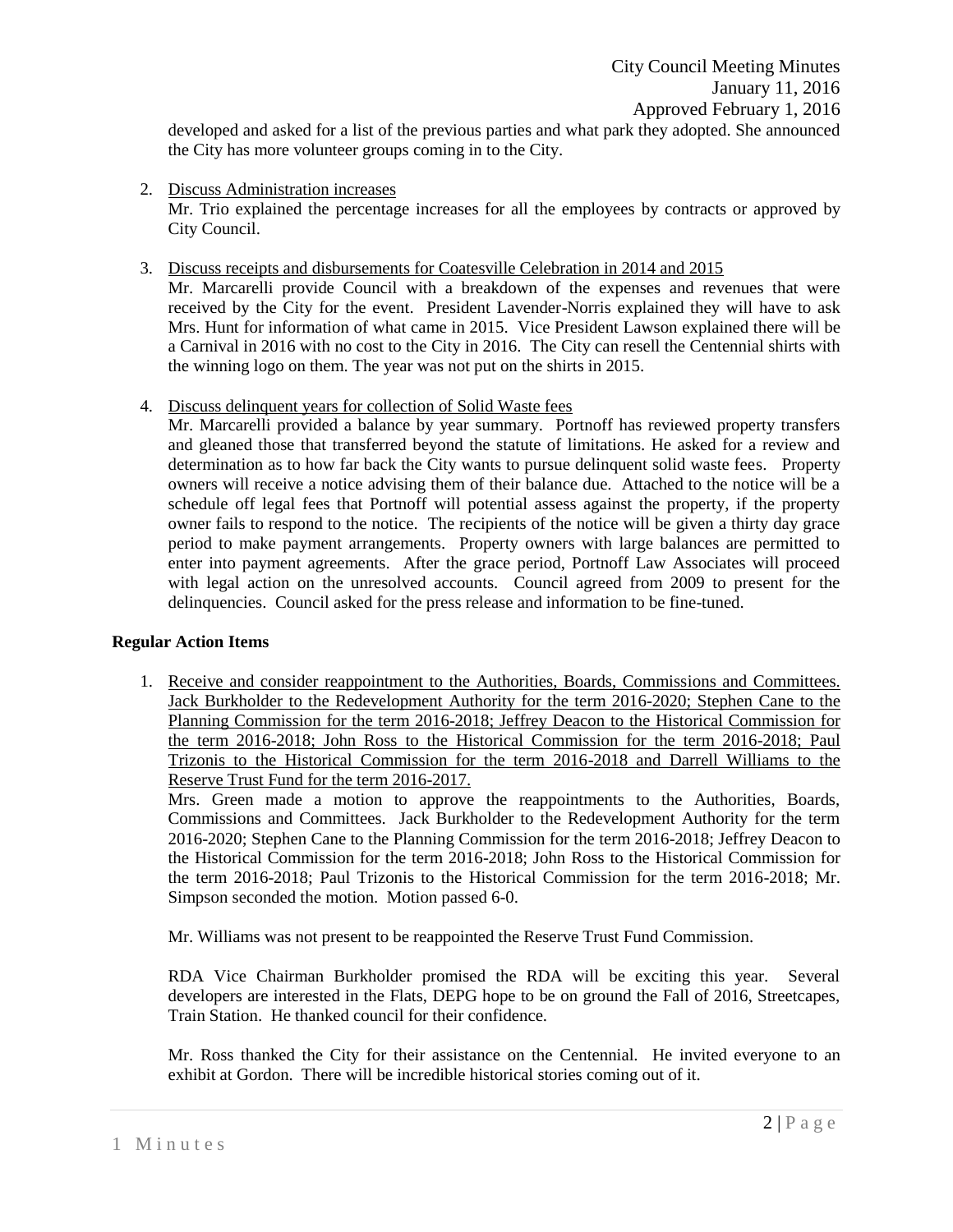developed and asked for a list of the previous parties and what park they adopted. She announced the City has more volunteer groups coming in to the City.

2. Discuss Administration increases

   Mr. Trio explained the percentage increases for all the employees by contracts or approved by City Council.

3. Discuss receipts and disbursements for Coatesville Celebration in 2014 and 2015

   Mr. Marcarelli provide Council with a breakdown of the expenses and revenues that were received by the City for the event. President Lavender-Norris explained they will have to ask Mrs. Hunt for information of what came in 2015. Vice President Lawson explained there will be a Carnival in 2016 with no cost to the City in 2016. The City can resell the Centennial shirts with the winning logo on them. The year was not put on the shirts in 2015.

4. Discuss delinquent years for collection of Solid Waste fees

   Mr. Marcarelli provided a balance by year summary. Portnoff has reviewed property transfers and gleaned those that transferred beyond the statute of limitations. He asked for a review and determination as to how far back the City wants to pursue delinquent solid waste fees. Property owners will receive a notice advising them of their balance due. Attached to the notice will be a schedule off legal fees that Portnoff will potential assess against the property, if the property owner fails to respond to the notice. The recipients of the notice will be given a thirty day grace period to make payment arrangements. Property owners with large balances are permitted to enter into payment agreements. After the grace period, Portnoff Law Associates will proceed with legal action on the unresolved accounts. Council agreed from 2009 to present for the delinquencies. Council asked for the press release and information to be fine-tuned.

**Regular Action Items**

1. Receive and consider reappointment to the Authorities, Boards, Commissions and Committees. Jack Burkholder to the Redevelopment Authority for the term 2016-2020; Stephen Cane to the Planning Commission for the term 2016-2018; Jeffrey Deacon to the Historical Commission for the term 2016-2018; John Ross to the Historical Commission for the term 2016-2018; Paul Trizonis to the Historical Commission for the term 2016-2018 and Darrell Williams to the Reserve Trust Fund for the term 2016-2017.

   Mrs. Green made a motion to approve the reappointments to the Authorities, Boards, Commissions and Committees. Jack Burkholder to the Redevelopment Authority for the term 2016-2020; Stephen Cane to the Planning Commission for the term 2016-2018; Jeffrey Deacon to the Historical Commission for the term 2016-2018; John Ross to the Historical Commission for the term 2016-2018; Paul Trizonis to the Historical Commission for the term 2016-2018; Mr. Simpson seconded the motion. Motion passed 6-0.

   Mr. Williams was not present to be reappointed the Reserve Trust Fund Commission.

   RDA Vice Chairman Burkholder promised the RDA will be exciting this year. Several developers are interested in the Flats, DEPG hope to be on ground the Fall of 2016, Streetcapes, Train Station. He thanked council for their confidence.

   Mr. Ross thanked the City for their assistance on the Centennial. He invited everyone to an exhibit at Gordon. There will be incredible historical stories coming out of it.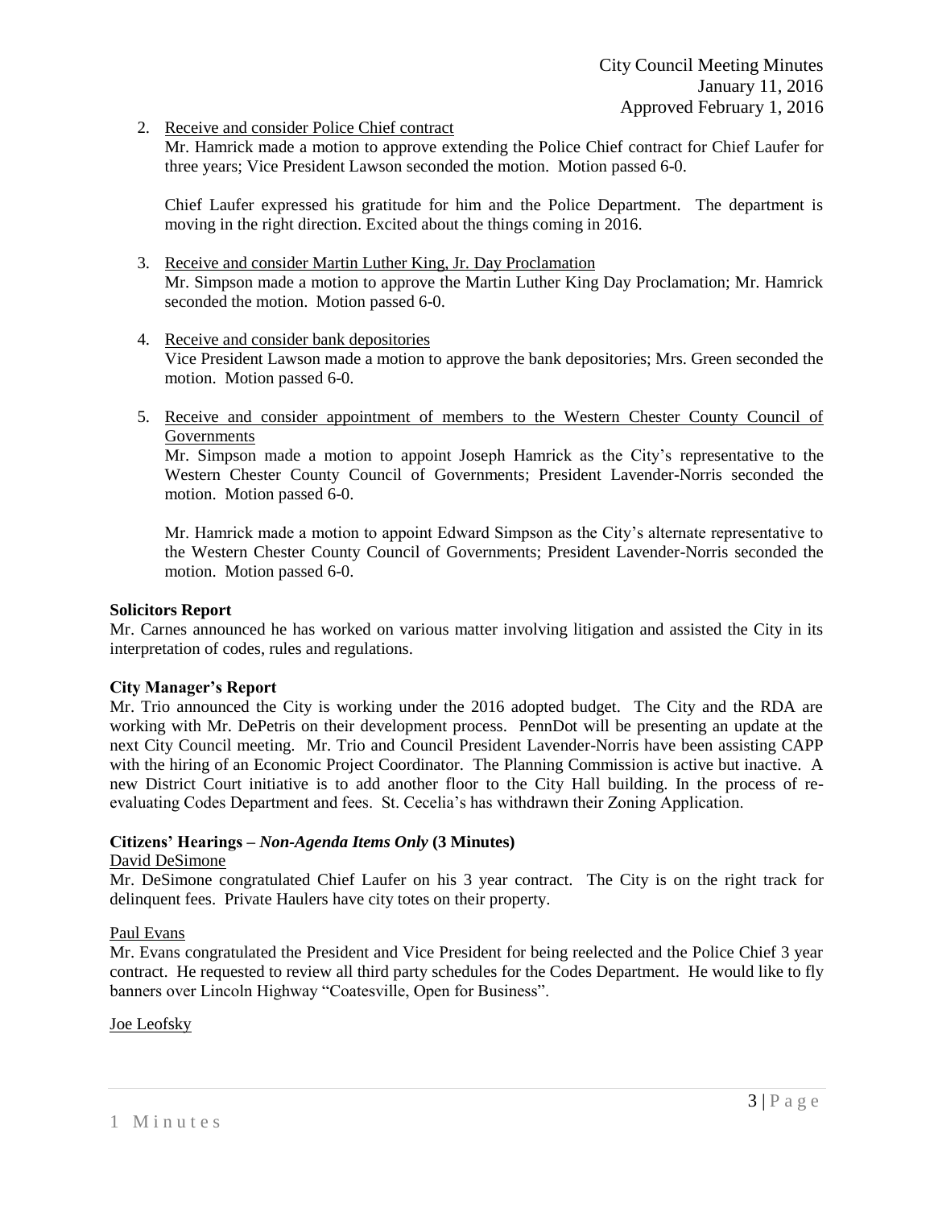2. Receive and consider Police Chief contract
   Mr. Hamrick made a motion to approve extending the Police Chief contract for Chief Laufer for three years; Vice President Lawson seconded the motion. Motion passed 6-0.

   Chief Laufer expressed his gratitude for him and the Police Department. The department is moving in the right direction. Excited about the things coming in 2016.

3. Receive and consider Martin Luther King, Jr. Day Proclamation
   Mr. Simpson made a motion to approve the Martin Luther King Day Proclamation; Mr. Hamrick seconded the motion. Motion passed 6-0.

4. Receive and consider bank depositories
   Vice President Lawson made a motion to approve the bank depositories; Mrs. Green seconded the motion. Motion passed 6-0.

5. Receive and consider appointment of members to the Western Chester County Council of Governments
   Mr. Simpson made a motion to appoint Joseph Hamrick as the City's representative to the Western Chester County Council of Governments; President Lavender-Norris seconded the motion. Motion passed 6-0.

   Mr. Hamrick made a motion to appoint Edward Simpson as the City's alternate representative to the Western Chester County Council of Governments; President Lavender-Norris seconded the motion. Motion passed 6-0.

**Solicitors Report**

Mr. Carnes announced he has worked on various matter involving litigation and assisted the City in its interpretation of codes, rules and regulations.

**City Manager's Report**

Mr. Trio announced the City is working under the 2016 adopted budget. The City and the RDA are working with Mr. DePetris on their development process. PennDot will be presenting an update at the next City Council meeting. Mr. Trio and Council President Lavender-Norris have been assisting CAPP with the hiring of an Economic Project Coordinator. The Planning Commission is active but inactive. A new District Court initiative is to add another floor to the City Hall building. In the process of re-evaluating Codes Department and fees. St. Cecelia's has withdrawn their Zoning Application.

**Citizens' Hearings –** ***Non-Agenda Items Only*** **(3 Minutes)**

David DeSimone

Mr. DeSimone congratulated Chief Laufer on his 3 year contract. The City is on the right track for delinquent fees. Private Haulers have city totes on their property.

Paul Evans

Mr. Evans congratulated the President and Vice President for being reelected and the Police Chief 3 year contract. He requested to review all third party schedules for the Codes Department. He would like to fly banners over Lincoln Highway "Coatesville, Open for Business".

Joe Leofsky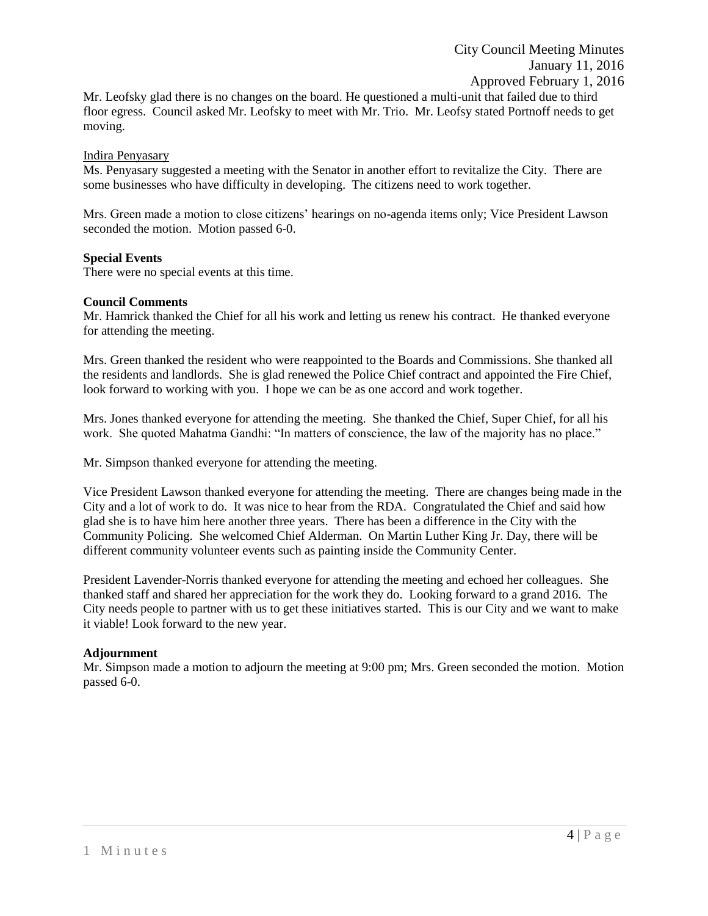Mr. Leofsky glad there is no changes on the board. He questioned a multi-unit that failed due to third floor egress. Council asked Mr. Leofsky to meet with Mr. Trio. Mr. Leofsy stated Portnoff needs to get moving.

Indira Penyasary

Ms. Penyasary suggested a meeting with the Senator in another effort to revitalize the City. There are some businesses who have difficulty in developing. The citizens need to work together.

Mrs. Green made a motion to close citizens' hearings on no-agenda items only; Vice President Lawson seconded the motion. Motion passed 6-0.

**Special Events**

There were no special events at this time.

**Council Comments**

Mr. Hamrick thanked the Chief for all his work and letting us renew his contract. He thanked everyone for attending the meeting.

Mrs. Green thanked the resident who were reappointed to the Boards and Commissions. She thanked all the residents and landlords. She is glad renewed the Police Chief contract and appointed the Fire Chief, look forward to working with you. I hope we can be as one accord and work together.

Mrs. Jones thanked everyone for attending the meeting. She thanked the Chief, Super Chief, for all his work. She quoted Mahatma Gandhi: "In matters of conscience, the law of the majority has no place."

Mr. Simpson thanked everyone for attending the meeting.

Vice President Lawson thanked everyone for attending the meeting. There are changes being made in the City and a lot of work to do. It was nice to hear from the RDA. Congratulated the Chief and said how glad she is to have him here another three years. There has been a difference in the City with the Community Policing. She welcomed Chief Alderman. On Martin Luther King Jr. Day, there will be different community volunteer events such as painting inside the Community Center.

President Lavender-Norris thanked everyone for attending the meeting and echoed her colleagues. She thanked staff and shared her appreciation for the work they do. Looking forward to a grand 2016. The City needs people to partner with us to get these initiatives started. This is our City and we want to make it viable! Look forward to the new year.

**Adjournment**

Mr. Simpson made a motion to adjourn the meeting at 9:00 pm; Mrs. Green seconded the motion. Motion passed 6-0.